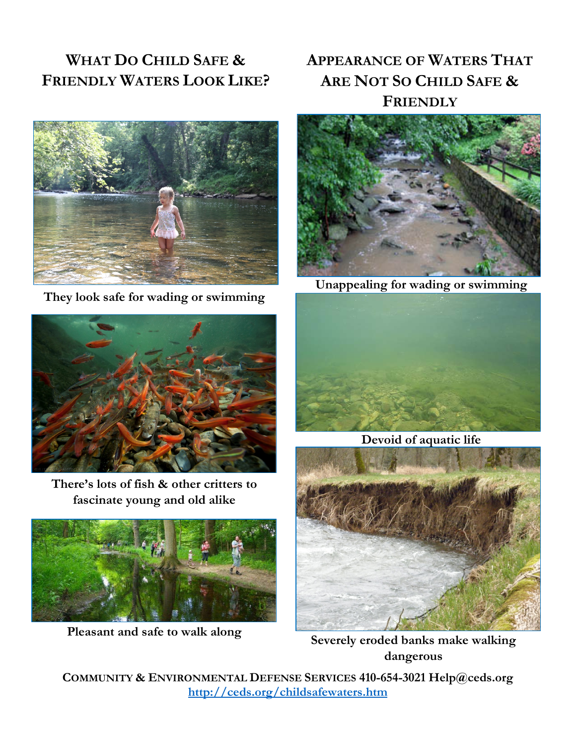## What Do Child Safe & Friendly Waters Look Like?

They look safe for wading or swimming

There's lots of fish & other critters to fascinate young and old alike

Pleasant and safe to walk along

## Appearance of Waters That Are Not So Child Safe & Friendly

Unappealing for wading or swimming

Devoid of aquatic life

Severely eroded banks make walking dangerous

**Community & Environmental Defense Services 410-654-3021 Help@ceds.org**
**http://ceds.org/childsafewaters.htm**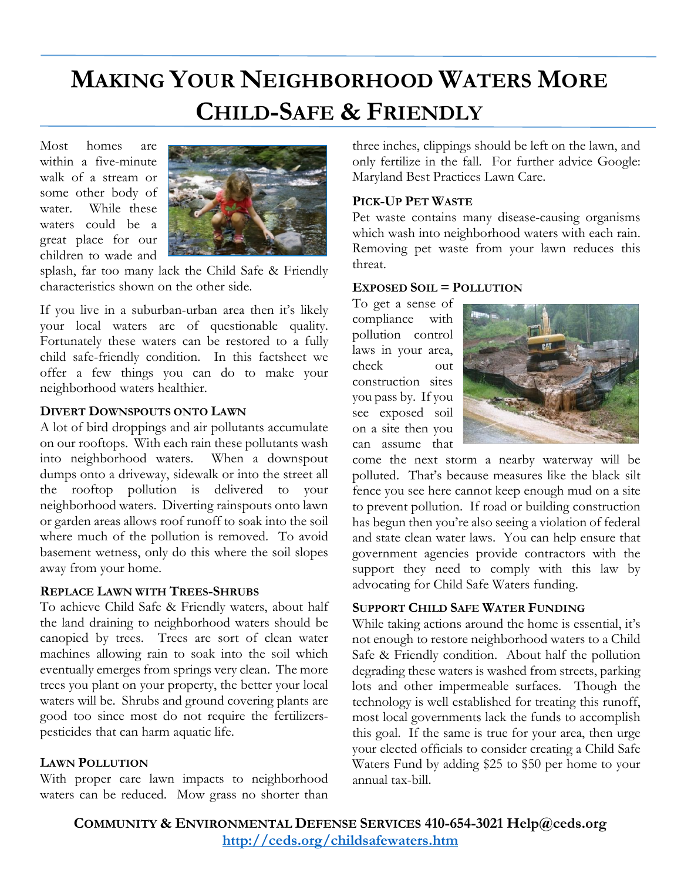# Making Your Neighborhood Waters More Child-Safe & Friendly

Most homes are within a five-minute walk of a stream or some other body of water. While these waters could be a great place for our children to wade and splash, far too many lack the Child Safe & Friendly characteristics shown on the other side.

If you live in a suburban-urban area then it's likely your local waters are of questionable quality. Fortunately these waters can be restored to a fully child safe-friendly condition. In this factsheet we offer a few things you can do to make your neighborhood waters healthier.

## Divert Downspouts onto Lawn

A lot of bird droppings and air pollutants accumulate on our rooftops. With each rain these pollutants wash into neighborhood waters. When a downspout dumps onto a driveway, sidewalk or into the street all the rooftop pollution is delivered to your neighborhood waters. Diverting rainspouts onto lawn or garden areas allows roof runoff to soak into the soil where much of the pollution is removed. To avoid basement wetness, only do this where the soil slopes away from your home.

## Replace Lawn with Trees-Shrubs

To achieve Child Safe & Friendly waters, about half the land draining to neighborhood waters should be canopied by trees. Trees are sort of clean water machines allowing rain to soak into the soil which eventually emerges from springs very clean. The more trees you plant on your property, the better your local waters will be. Shrubs and ground covering plants are good too since most do not require the fertilizers-pesticides that can harm aquatic life.

## Lawn Pollution

With proper care lawn impacts to neighborhood waters can be reduced. Mow grass no shorter than three inches, clippings should be left on the lawn, and only fertilize in the fall. For further advice Google: Maryland Best Practices Lawn Care.

## Pick-Up Pet Waste

Pet waste contains many disease-causing organisms which wash into neighborhood waters with each rain. Removing pet waste from your lawn reduces this threat.

## Exposed Soil = Pollution

To get a sense of compliance with pollution control laws in your area, check out construction sites you pass by. If you see exposed soil on a site then you can assume that come the next storm a nearby waterway will be polluted. That's because measures like the black silt fence you see here cannot keep enough mud on a site to prevent pollution. If road or building construction has begun then you're also seeing a violation of federal and state clean water laws. You can help ensure that government agencies provide contractors with the support they need to comply with this law by advocating for Child Safe Waters funding.

## Support Child Safe Water Funding

While taking actions around the home is essential, it's not enough to restore neighborhood waters to a Child Safe & Friendly condition. About half the pollution degrading these waters is washed from streets, parking lots and other impermeable surfaces. Though the technology is well established for treating this runoff, most local governments lack the funds to accomplish this goal. If the same is true for your area, then urge your elected officials to consider creating a Child Safe Waters Fund by adding $25 to $50 per home to your annual tax-bill.

**Community & Environmental Defense Services 410-654-3021 Help@ceds.org**
**http://ceds.org/childsafewaters.htm**